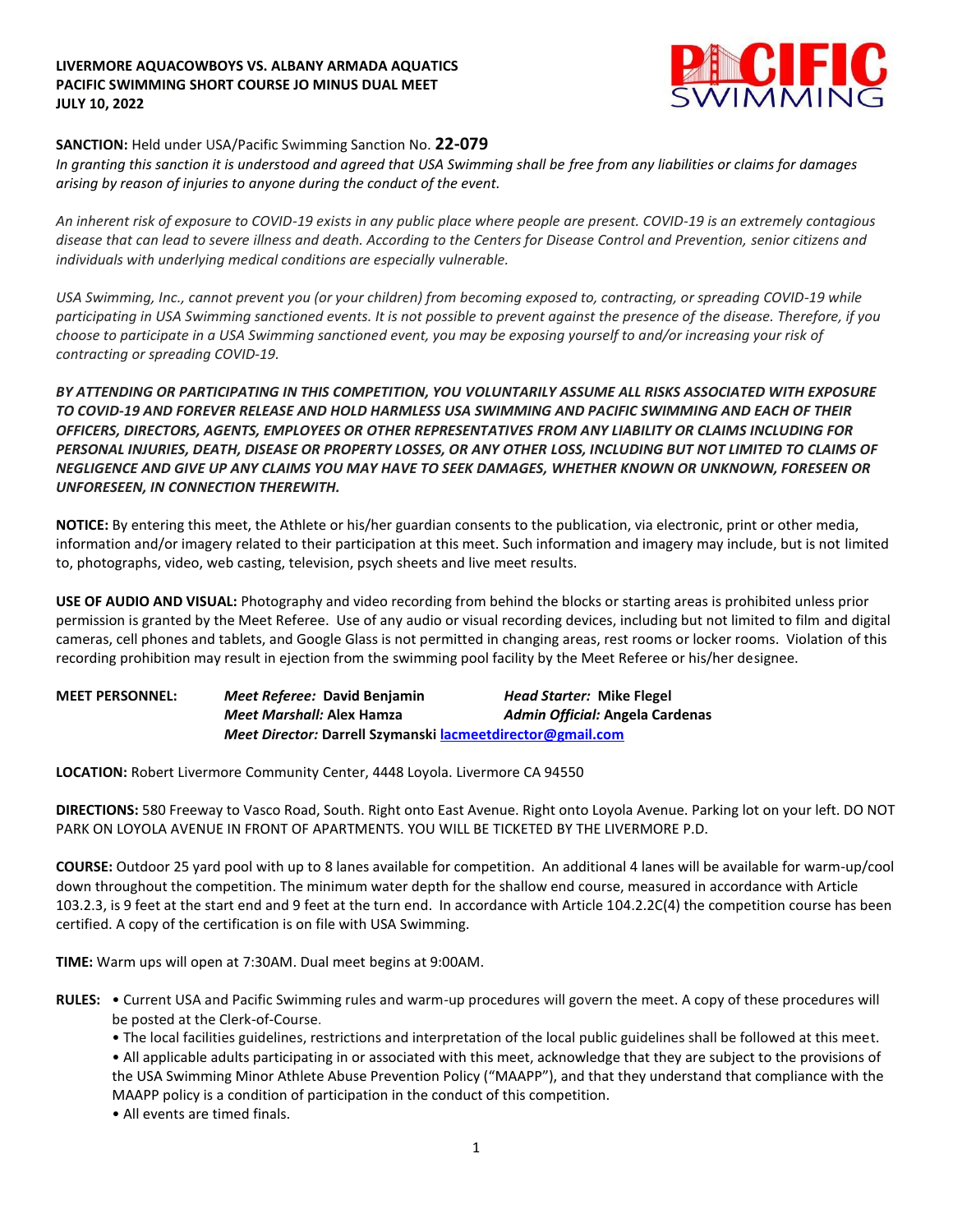**LIVERMORE AQUACOWBOYS VS. ALBANY ARMADA AQUATICS**
**PACIFIC SWIMMING SHORT COURSE JO MINUS DUAL MEET**
**JULY 10, 2022**

**SANCTION:** Held under USA/Pacific Swimming Sanction No. **22-079**

*In granting this sanction it is understood and agreed that USA Swimming shall be free from any liabilities or claims for damages arising by reason of injuries to anyone during the conduct of the event.*

*An inherent risk of exposure to COVID-19 exists in any public place where people are present. COVID-19 is an extremely contagious disease that can lead to severe illness and death. According to the Centers for Disease Control and Prevention, senior citizens and individuals with underlying medical conditions are especially vulnerable.*

*USA Swimming, Inc., cannot prevent you (or your children) from becoming exposed to, contracting, or spreading COVID-19 while participating in USA Swimming sanctioned events. It is not possible to prevent against the presence of the disease. Therefore, if you choose to participate in a USA Swimming sanctioned event, you may be exposing yourself to and/or increasing your risk of contracting or spreading COVID-19.*

***BY ATTENDING OR PARTICIPATING IN THIS COMPETITION, YOU VOLUNTARILY ASSUME ALL RISKS ASSOCIATED WITH EXPOSURE TO COVID-19 AND FOREVER RELEASE AND HOLD HARMLESS USA SWIMMING AND PACIFIC SWIMMING AND EACH OF THEIR OFFICERS, DIRECTORS, AGENTS, EMPLOYEES OR OTHER REPRESENTATIVES FROM ANY LIABILITY OR CLAIMS INCLUDING FOR PERSONAL INJURIES, DEATH, DISEASE OR PROPERTY LOSSES, OR ANY OTHER LOSS, INCLUDING BUT NOT LIMITED TO CLAIMS OF NEGLIGENCE AND GIVE UP ANY CLAIMS YOU MAY HAVE TO SEEK DAMAGES, WHETHER KNOWN OR UNKNOWN, FORESEEN OR UNFORESEEN, IN CONNECTION THEREWITH.***

**NOTICE:** By entering this meet, the Athlete or his/her guardian consents to the publication, via electronic, print or other media, information and/or imagery related to their participation at this meet. Such information and imagery may include, but is not limited to, photographs, video, web casting, television, psych sheets and live meet results.

**USE OF AUDIO AND VISUAL:** Photography and video recording from behind the blocks or starting areas is prohibited unless prior permission is granted by the Meet Referee. Use of any audio or visual recording devices, including but not limited to film and digital cameras, cell phones and tablets, and Google Glass is not permitted in changing areas, rest rooms or locker rooms. Violation of this recording prohibition may result in ejection from the swimming pool facility by the Meet Referee or his/her designee.

**MEET PERSONNEL:**
***Meet Referee:*** **David Benjamin** ***Head Starter:*** **Mike Flegel**
***Meet Marshall:*** **Alex Hamza** ***Admin Official:*** **Angela Cardenas**
***Meet Director:*** **Darrell Szymanski [lacmeetdirector@gmail.com](mailto:lacmeetdirector@gmail.com)**

**LOCATION:** Robert Livermore Community Center, 4448 Loyola. Livermore CA 94550

**DIRECTIONS:** 580 Freeway to Vasco Road, South. Right onto East Avenue. Right onto Loyola Avenue. Parking lot on your left. DO NOT PARK ON LOYOLA AVENUE IN FRONT OF APARTMENTS. YOU WILL BE TICKETED BY THE LIVERMORE P.D.

**COURSE:** Outdoor 25 yard pool with up to 8 lanes available for competition. An additional 4 lanes will be available for warm-up/cool down throughout the competition. The minimum water depth for the shallow end course, measured in accordance with Article 103.2.3, is 9 feet at the start end and 9 feet at the turn end. In accordance with Article 104.2.2C(4) the competition course has been certified. A copy of the certification is on file with USA Swimming.

**TIME:** Warm ups will open at 7:30AM. Dual meet begins at 9:00AM.

**RULES:**
- Current USA and Pacific Swimming rules and warm-up procedures will govern the meet. A copy of these procedures will be posted at the Clerk-of-Course.
- The local facilities guidelines, restrictions and interpretation of the local public guidelines shall be followed at this meet.
- All applicable adults participating in or associated with this meet, acknowledge that they are subject to the provisions of the USA Swimming Minor Athlete Abuse Prevention Policy ("MAAPP"), and that they understand that compliance with the MAAPP policy is a condition of participation in the conduct of this competition.
- All events are timed finals.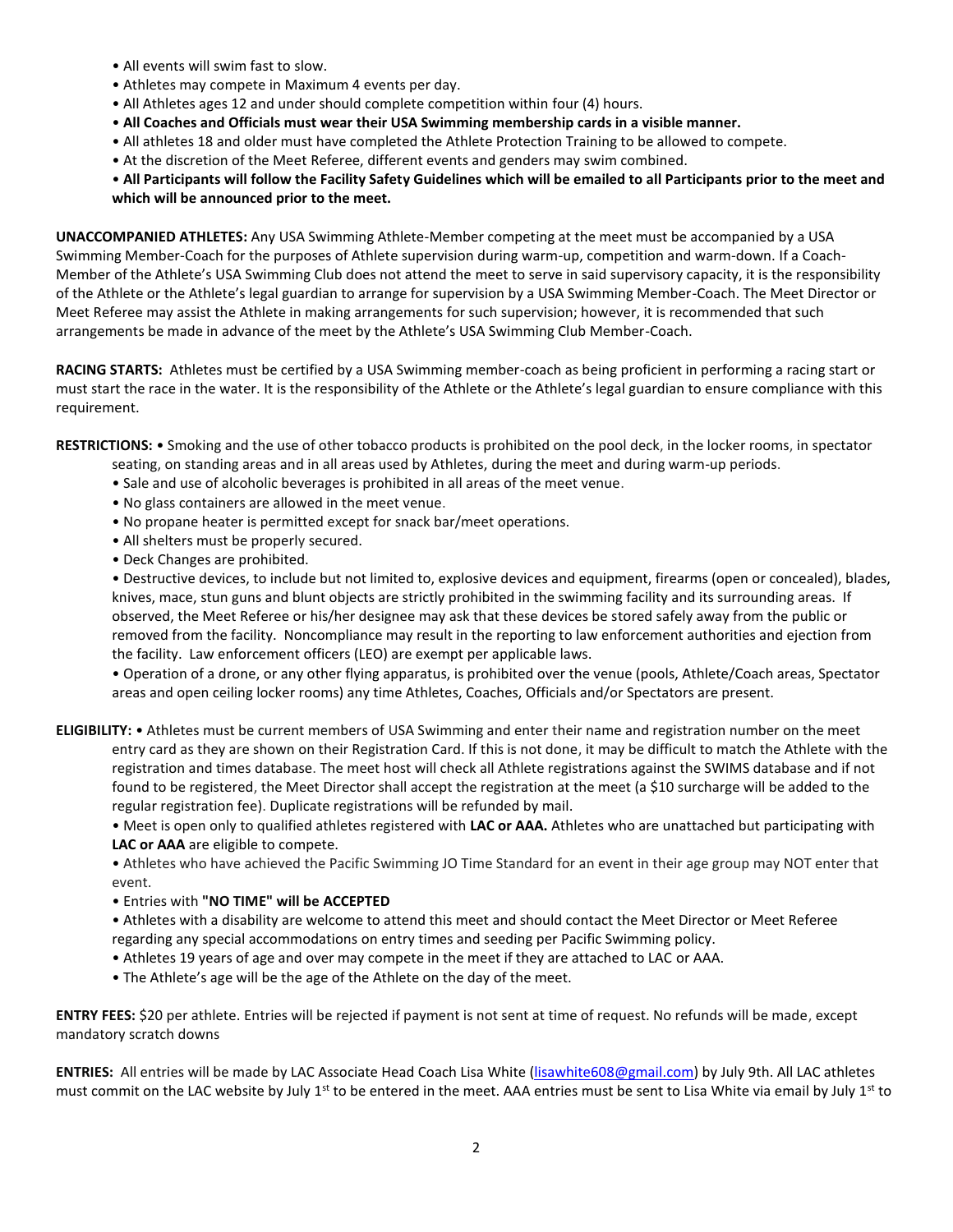- All events will swim fast to slow.
- Athletes may compete in Maximum 4 events per day.
- All Athletes ages 12 and under should complete competition within four (4) hours.
- **All Coaches and Officials must wear their USA Swimming membership cards in a visible manner.**
- All athletes 18 and older must have completed the Athlete Protection Training to be allowed to compete.
- At the discretion of the Meet Referee, different events and genders may swim combined.
- **All Participants will follow the Facility Safety Guidelines which will be emailed to all Participants prior to the meet and which will be announced prior to the meet.**

**UNACCOMPANIED ATHLETES:** Any USA Swimming Athlete-Member competing at the meet must be accompanied by a USA Swimming Member-Coach for the purposes of Athlete supervision during warm-up, competition and warm-down. If a Coach-Member of the Athlete's USA Swimming Club does not attend the meet to serve in said supervisory capacity, it is the responsibility of the Athlete or the Athlete's legal guardian to arrange for supervision by a USA Swimming Member-Coach. The Meet Director or Meet Referee may assist the Athlete in making arrangements for such supervision; however, it is recommended that such arrangements be made in advance of the meet by the Athlete's USA Swimming Club Member-Coach.

**RACING STARTS:** Athletes must be certified by a USA Swimming member-coach as being proficient in performing a racing start or must start the race in the water. It is the responsibility of the Athlete or the Athlete's legal guardian to ensure compliance with this requirement.

**RESTRICTIONS:**
- Smoking and the use of other tobacco products is prohibited on the pool deck, in the locker rooms, in spectator seating, on standing areas and in all areas used by Athletes, during the meet and during warm-up periods.
- Sale and use of alcoholic beverages is prohibited in all areas of the meet venue.
- No glass containers are allowed in the meet venue.
- No propane heater is permitted except for snack bar/meet operations.
- All shelters must be properly secured.
- Deck Changes are prohibited.
- Destructive devices, to include but not limited to, explosive devices and equipment, firearms (open or concealed), blades, knives, mace, stun guns and blunt objects are strictly prohibited in the swimming facility and its surrounding areas. If observed, the Meet Referee or his/her designee may ask that these devices be stored safely away from the public or removed from the facility. Noncompliance may result in the reporting to law enforcement authorities and ejection from the facility. Law enforcement officers (LEO) are exempt per applicable laws.
- Operation of a drone, or any other flying apparatus, is prohibited over the venue (pools, Athlete/Coach areas, Spectator areas and open ceiling locker rooms) any time Athletes, Coaches, Officials and/or Spectators are present.

**ELIGIBILITY:**
- Athletes must be current members of USA Swimming and enter their name and registration number on the meet entry card as they are shown on their Registration Card. If this is not done, it may be difficult to match the Athlete with the registration and times database. The meet host will check all Athlete registrations against the SWIMS database and if not found to be registered, the Meet Director shall accept the registration at the meet (a $10 surcharge will be added to the regular registration fee). Duplicate registrations will be refunded by mail.
- Meet is open only to qualified athletes registered with **LAC or AAA.** Athletes who are unattached but participating with **LAC or AAA** are eligible to compete.
- Athletes who have achieved the Pacific Swimming JO Time Standard for an event in their age group may NOT enter that event.
- Entries with **"NO TIME" will be ACCEPTED**
- Athletes with a disability are welcome to attend this meet and should contact the Meet Director or Meet Referee regarding any special accommodations on entry times and seeding per Pacific Swimming policy.
- Athletes 19 years of age and over may compete in the meet if they are attached to LAC or AAA.
- The Athlete's age will be the age of the Athlete on the day of the meet.

**ENTRY FEES:** $20 per athlete. Entries will be rejected if payment is not sent at time of request. No refunds will be made, except mandatory scratch downs

**ENTRIES:** All entries will be made by LAC Associate Head Coach Lisa White (lisawhite608@gmail.com) by July 9th. All LAC athletes must commit on the LAC website by July 1st to be entered in the meet. AAA entries must be sent to Lisa White via email by July 1st to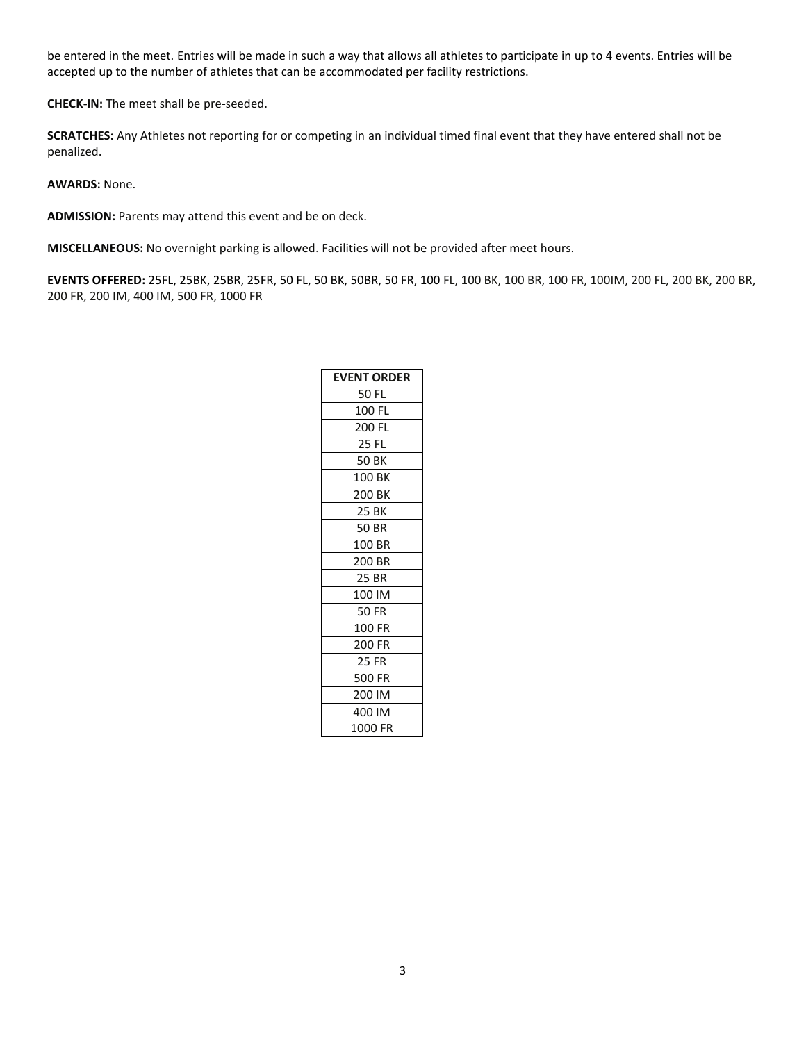be entered in the meet. Entries will be made in such a way that allows all athletes to participate in up to 4 events. Entries will be accepted up to the number of athletes that can be accommodated per facility restrictions.

**CHECK-IN:** The meet shall be pre-seeded.

**SCRATCHES:** Any Athletes not reporting for or competing in an individual timed final event that they have entered shall not be penalized.

**AWARDS:** None.

**ADMISSION:** Parents may attend this event and be on deck.

**MISCELLANEOUS:** No overnight parking is allowed. Facilities will not be provided after meet hours.

**EVENTS OFFERED:** 25FL, 25BK, 25BR, 25FR, 50 FL, 50 BK, 50BR, 50 FR, 100 FL, 100 BK, 100 BR, 100 FR, 100IM, 200 FL, 200 BK, 200 BR, 200 FR, 200 IM, 400 IM, 500 FR, 1000 FR

| EVENT ORDER |
|---|
| 50 FL |
| 100 FL |
| 200 FL |
| 25 FL |
| 50 BK |
| 100 BK |
| 200 BK |
| 25 BK |
| 50 BR |
| 100 BR |
| 200 BR |
| 25 BR |
| 100 IM |
| 50 FR |
| 100 FR |
| 200 FR |
| 25 FR |
| 500 FR |
| 200 IM |
| 400 IM |
| 1000 FR |